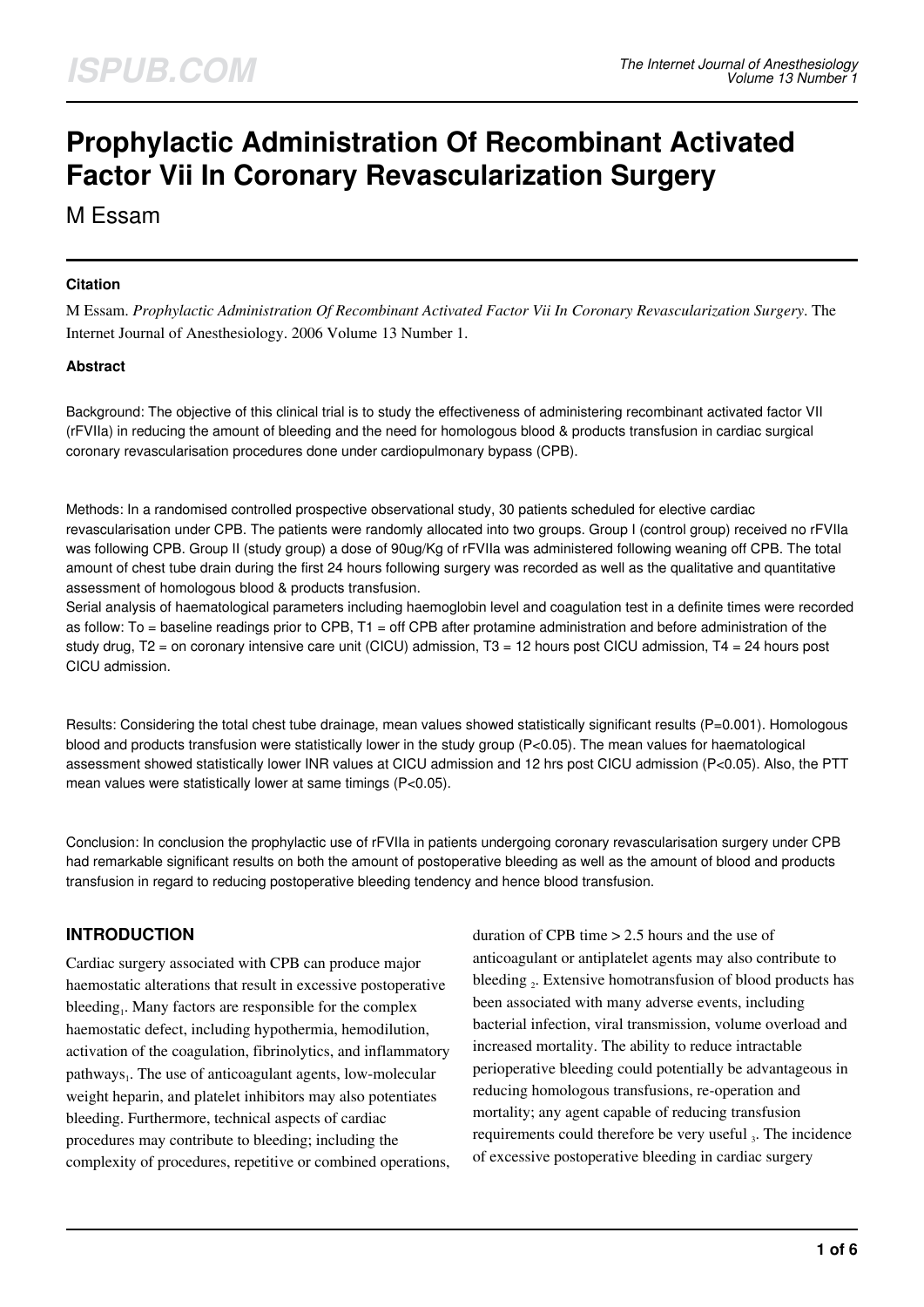# Prophylactic Administration Of Recombinant Activated Factor Vii In Coronary Revascularization Surgery

M Essam

### Citation

M Essam. *Prophylactic Administration Of Recombinant Activated Factor Vii In Coronary Revascularization Surgery*. The Internet Journal of Anesthesiology. 2006 Volume 13 Number 1.

### Abstract

Background: The objective of this clinical trial is to study the effectiveness of administering recombinant activated factor VII (rFVIIa) in reducing the amount of bleeding and the need for homologous blood & products transfusion in cardiac surgical coronary revascularisation procedures done under cardiopulmonary bypass (CPB).

Methods: In a randomised controlled prospective observational study, 30 patients scheduled for elective cardiac revascularisation under CPB. The patients were randomly allocated into two groups. Group I (control group) received no rFVIIa was following CPB. Group II (study group) a dose of 90ug/Kg of rFVIIa was administered following weaning off CPB. The total amount of chest tube drain during the first 24 hours following surgery was recorded as well as the qualitative and quantitative assessment of homologous blood & products transfusion.
Serial analysis of haematological parameters including haemoglobin level and coagulation test in a definite times were recorded as follow: To = baseline readings prior to CPB, T1 = off CPB after protamine administration and before administration of the study drug, T2 = on coronary intensive care unit (CICU) admission, T3 = 12 hours post CICU admission, T4 = 24 hours post CICU admission.

Results: Considering the total chest tube drainage, mean values showed statistically significant results ($P=0.001$). Homologous blood and products transfusion were statistically lower in the study group ($P<0.05$). The mean values for haematological assessment showed statistically lower INR values at CICU admission and 12 hrs post CICU admission ($P<0.05$). Also, the PTT mean values were statistically lower at same timings ($P<0.05$).

Conclusion: In conclusion the prophylactic use of rFVIIa in patients undergoing coronary revascularisation surgery under CPB had remarkable significant results on both the amount of postoperative bleeding as well as the amount of blood and products transfusion in regard to reducing postoperative bleeding tendency and hence blood transfusion.

## INTRODUCTION

Cardiac surgery associated with CPB can produce major haemostatic alterations that result in excessive postoperative bleeding[1]. Many factors are responsible for the complex haemostatic defect, including hypothermia, hemodilution, activation of the coagulation, fibrinolytics, and inflammatory pathways[1]. The use of anticoagulant agents, low-molecular weight heparin, and platelet inhibitors may also potentiates bleeding. Furthermore, technical aspects of cardiac procedures may contribute to bleeding; including the complexity of procedures, repetitive or combined operations, duration of CPB time > 2.5 hours and the use of anticoagulant or antiplatelet agents may also contribute to bleeding [2]. Extensive homotransfusion of blood products has been associated with many adverse events, including bacterial infection, viral transmission, volume overload and increased mortality. The ability to reduce intractable perioperative bleeding could potentially be advantageous in reducing homologous transfusions, re-operation and mortality; any agent capable of reducing transfusion requirements could therefore be very useful [3]. The incidence of excessive postoperative bleeding in cardiac surgery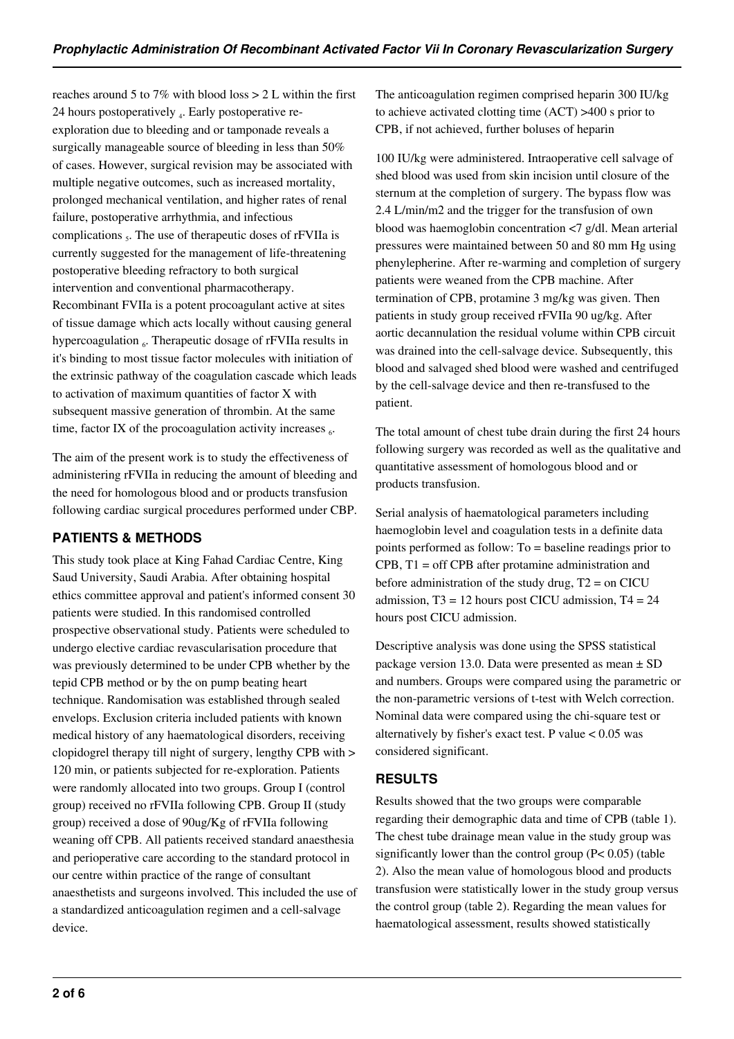reaches around 5 to 7% with blood loss > 2 L within the first 24 hours postoperatively [4]. Early postoperative re-exploration due to bleeding and or tamponade reveals a surgically manageable source of bleeding in less than 50% of cases. However, surgical revision may be associated with multiple negative outcomes, such as increased mortality, prolonged mechanical ventilation, and higher rates of renal failure, postoperative arrhythmia, and infectious complications [5]. The use of therapeutic doses of rFVIIa is currently suggested for the management of life-threatening postoperative bleeding refractory to both surgical intervention and conventional pharmacotherapy. Recombinant FVIIa is a potent procoagulant active at sites of tissue damage which acts locally without causing general hypercoagulation [6]. Therapeutic dosage of rFVIIa results in it's binding to most tissue factor molecules with initiation of the extrinsic pathway of the coagulation cascade which leads to activation of maximum quantities of factor X with subsequent massive generation of thrombin. At the same time, factor IX of the procoagulation activity increases [6].

The aim of the present work is to study the effectiveness of administering rFVIIa in reducing the amount of bleeding and the need for homologous blood and or products transfusion following cardiac surgical procedures performed under CBP.

## PATIENTS & METHODS

This study took place at King Fahad Cardiac Centre, King Saud University, Saudi Arabia. After obtaining hospital ethics committee approval and patient's informed consent 30 patients were studied. In this randomised controlled prospective observational study. Patients were scheduled to undergo elective cardiac revascularisation procedure that was previously determined to be under CPB whether by the tepid CPB method or by the on pump beating heart technique. Randomisation was established through sealed envelops. Exclusion criteria included patients with known medical history of any haematological disorders, receiving clopidogrel therapy till night of surgery, lengthy CPB with > 120 min, or patients subjected for re-exploration. Patients were randomly allocated into two groups. Group I (control group) received no rFVIIa following CPB. Group II (study group) received a dose of 90ug/Kg of rFVIIa following weaning off CPB. All patients received standard anaesthesia and perioperative care according to the standard protocol in our centre within practice of the range of consultant anaesthetists and surgeons involved. This included the use of a standardized anticoagulation regimen and a cell-salvage device.

The anticoagulation regimen comprised heparin 300 IU/kg to achieve activated clotting time (ACT) >400 s prior to CPB, if not achieved, further boluses of heparin

100 IU/kg were administered. Intraoperative cell salvage of shed blood was used from skin incision until closure of the sternum at the completion of surgery. The bypass flow was 2.4 L/min/m2 and the trigger for the transfusion of own blood was haemoglobin concentration <7 g/dl. Mean arterial pressures were maintained between 50 and 80 mm Hg using phenylepherine. After re-warming and completion of surgery patients were weaned from the CPB machine. After termination of CPB, protamine 3 mg/kg was given. Then patients in study group received rFVIIa 90 ug/kg. After aortic decannulation the residual volume within CPB circuit was drained into the cell-salvage device. Subsequently, this blood and salvaged shed blood were washed and centrifuged by the cell-salvage device and then re-transfused to the patient.

The total amount of chest tube drain during the first 24 hours following surgery was recorded as well as the qualitative and quantitative assessment of homologous blood and or products transfusion.

Serial analysis of haematological parameters including haemoglobin level and coagulation tests in a definite data points performed as follow: To = baseline readings prior to CPB, T1 = off CPB after protamine administration and before administration of the study drug, T2 = on CICU admission, T3 = 12 hours post CICU admission, T4 = 24 hours post CICU admission.

Descriptive analysis was done using the SPSS statistical package version 13.0. Data were presented as mean ± SD and numbers. Groups were compared using the parametric or the non-parametric versions of t-test with Welch correction. Nominal data were compared using the chi-square test or alternatively by fisher's exact test. P value < 0.05 was considered significant.

## RESULTS

Results showed that the two groups were comparable regarding their demographic data and time of CPB (table 1). The chest tube drainage mean value in the study group was significantly lower than the control group (P< 0.05) (table 2). Also the mean value of homologous blood and products transfusion were statistically lower in the study group versus the control group (table 2). Regarding the mean values for haematological assessment, results showed statistically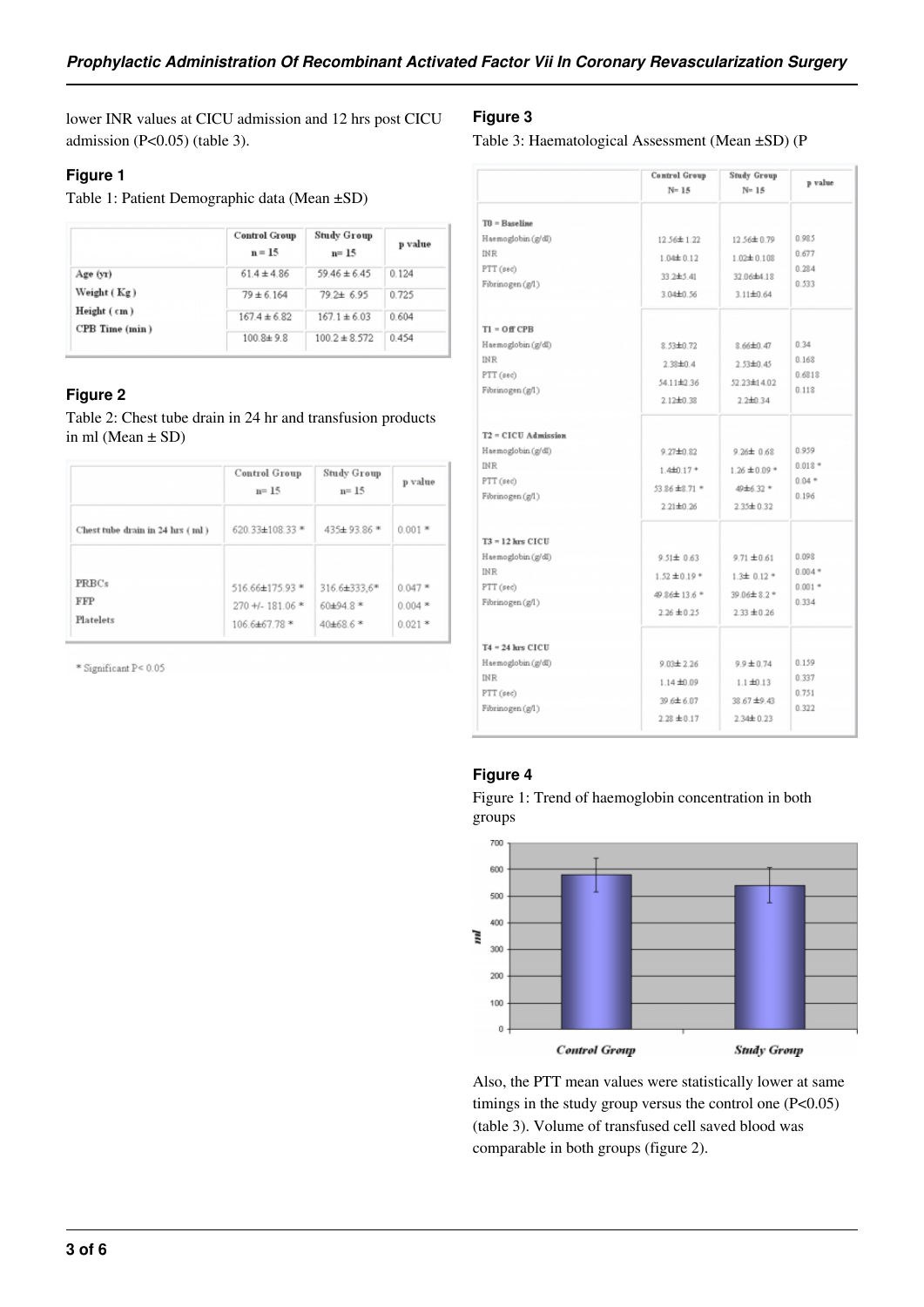lower INR values at CICU admission and 12 hrs post CICU admission (P<0.05) (table 3).

### Figure 1

Table 1: Patient Demographic data (Mean ±SD)

| | Control Group n = 15 | Study Group n= 15 | p value |
|---|---|---|---|
| Age (yr) | 61.4 ± 4.86 | 59.46 ± 6.45 | 0.124 |
| Weight ( Kg ) | 79 ± 6.164 | 79.2± 6.95 | 0.725 |
| Height ( cm ) | 167.4 ± 6.82 | 167.1 ± 6.03 | 0.604 |
| CPB Time (min ) | 100.8± 9.8 | 100.2 ± 8.572 | 0.454 |

### Figure 2

Table 2: Chest tube drain in 24 hr and transfusion products in ml (Mean ± SD)

| | Control Group n= 15 | Study Group n= 15 | p value |
|---|---|---|---|
| Chest tube drain in 24 hrs ( ml ) | 620.33±108.33 * | 435± 93.86 * | 0.001 * |
| PRBCs | 516.66±175.93 * | 316.6±333,6* | 0.047 * |
| FFP | 270 +/- 181.06 * | 60±94.8 * | 0.004 * |
| Platelets | 106.6±67.78 * | 40±68.6 * | 0.021 * |

* Significant P< 0.05

### Figure 3

Table 3: Haematological Assessment (Mean ±SD) (P

| | Control Group N= 15 | Study Group N= 15 | p value |
|---|---|---|---|
| **T0 = Baseline** | | | |
| Haemoglobin (g/dl) | 12.56± 1.22 | 12.56± 0.79 | 0.985 |
| INR | 1.04± 0.12 | 1.02± 0.108 | 0.677 |
| PTT (sec) | 33.2±5.41 | 32.06±4.18 | 0.284 |
| Fibrinogen (g/l) | 3.04±0.56 | 3.11±0.64 | 0.533 |
| **T1 = Off CPB** | | | |
| Haemoglobin (g/dl) | 8.53±0.72 | 8.66±0.47 | 0.34 |
| INR | 2.38±0.4 | 2.53±0.45 | 0.168 |
| PTT (sec) | 54.11±2.36 | 52.23±14.02 | 0.6818 |
| Fibrinogen (g/l) | 2.12±0.38 | 2.2±0.34 | 0.118 |
| **T2 = CICU Admission** | | | |
| Haemoglobin (g/dl) | 9.27±0.82 | 9.26± 0.68 | 0.959 |
| INR | 1.4±0.17 * | 1.26 ± 0.09 * | 0.018 * |
| PTT (sec) | 53.86 ±8.71 * | 49±6.32 * | 0.04 * |
| Fibrinogen (g/l) | 2.21±0.26 | 2.35± 0.32 | 0.196 |
| **T3 = 12 hrs CICU** | | | |
| Haemoglobin (g/dl) | 9.51± 0.63 | 9.71 ± 0.61 | 0.098 |
| INR | 1.52 ± 0.19 * | 1.3± 0.12 * | 0.004 * |
| PTT (sec) | 49.86± 13.6 * | 39.06± 8.2 * | 0.001 * |
| Fibrinogen (g/l) | 2.26 ± 0.25 | 2.33 ± 0.26 | 0.334 |
| **T4 = 24 hrs CICU** | | | |
| Haemoglobin (g/dl) | 9.03± 2.26 | 9.9 ± 0.74 | 0.159 |
| INR | 1.14 ±0.09 | 1.1 ±0.13 | 0.337 |
| PTT (sec) | 39.6± 6.07 | 38.67 ±9.43 | 0.751 |
| Fibrinogen (g/l) | 2.28 ± 0.17 | 2.34± 0.23 | 0.322 |

### Figure 4

Figure 1: Trend of haemoglobin concentration in both groups

Also, the PTT mean values were statistically lower at same timings in the study group versus the control one (P<0.05) (table 3). Volume of transfused cell saved blood was comparable in both groups (figure 2).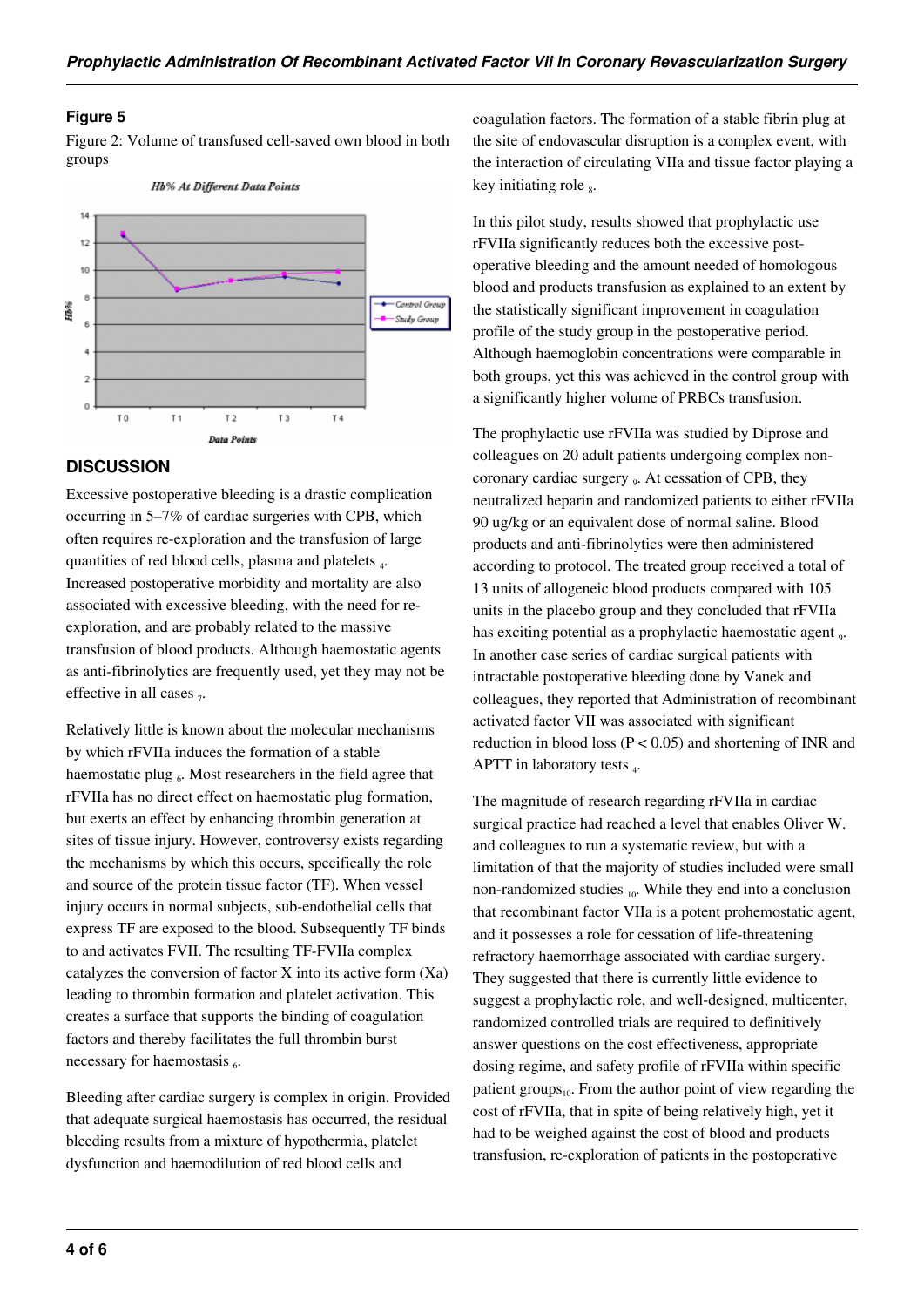### Figure 5

Figure 2: Volume of transfused cell-saved own blood in both groups

## DISCUSSION

Excessive postoperative bleeding is a drastic complication occurring in 5–7% of cardiac surgeries with CPB, which often requires re-exploration and the transfusion of large quantities of red blood cells, plasma and platelets [4]. Increased postoperative morbidity and mortality are also associated with excessive bleeding, with the need for re-exploration, and are probably related to the massive transfusion of blood products. Although haemostatic agents as anti-fibrinolytics are frequently used, yet they may not be effective in all cases [7].

Relatively little is known about the molecular mechanisms by which rFVIIa induces the formation of a stable haemostatic plug [6]. Most researchers in the field agree that rFVIIa has no direct effect on haemostatic plug formation, but exerts an effect by enhancing thrombin generation at sites of tissue injury. However, controversy exists regarding the mechanisms by which this occurs, specifically the role and source of the protein tissue factor (TF). When vessel injury occurs in normal subjects, sub-endothelial cells that express TF are exposed to the blood. Subsequently TF binds to and activates FVII. The resulting TF-FVIIa complex catalyzes the conversion of factor X into its active form (Xa) leading to thrombin formation and platelet activation. This creates a surface that supports the binding of coagulation factors and thereby facilitates the full thrombin burst necessary for haemostasis [6].

Bleeding after cardiac surgery is complex in origin. Provided that adequate surgical haemostasis has occurred, the residual bleeding results from a mixture of hypothermia, platelet dysfunction and haemodilution of red blood cells and coagulation factors. The formation of a stable fibrin plug at the site of endovascular disruption is a complex event, with the interaction of circulating VIIa and tissue factor playing a key initiating role [8].

In this pilot study, results showed that prophylactic use rFVIIa significantly reduces both the excessive post-operative bleeding and the amount needed of homologous blood and products transfusion as explained to an extent by the statistically significant improvement in coagulation profile of the study group in the postoperative period. Although haemoglobin concentrations were comparable in both groups, yet this was achieved in the control group with a significantly higher volume of PRBCs transfusion.

The prophylactic use rFVIIa was studied by Diprose and colleagues on 20 adult patients undergoing complex non-coronary cardiac surgery [9]. At cessation of CPB, they neutralized heparin and randomized patients to either rFVIIa 90 ug/kg or an equivalent dose of normal saline. Blood products and anti-fibrinolytics were then administered according to protocol. The treated group received a total of 13 units of allogeneic blood products compared with 105 units in the placebo group and they concluded that rFVIIa has exciting potential as a prophylactic haemostatic agent [9]. In another case series of cardiac surgical patients with intractable postoperative bleeding done by Vanek and colleagues, they reported that Administration of recombinant activated factor VII was associated with significant reduction in blood loss ($P < 0.05$) and shortening of INR and APTT in laboratory tests [4].

The magnitude of research regarding rFVIIa in cardiac surgical practice had reached a level that enables Oliver W. and colleagues to run a systematic review, but with a limitation of that the majority of studies included were small non-randomized studies [10]. While they end into a conclusion that recombinant factor VIIa is a potent prohemostatic agent, and it possesses a role for cessation of life-threatening refractory haemorrhage associated with cardiac surgery. They suggested that there is currently little evidence to suggest a prophylactic role, and well-designed, multicenter, randomized controlled trials are required to definitively answer questions on the cost effectiveness, appropriate dosing regime, and safety profile of rFVIIa within specific patient groups[10]. From the author point of view regarding the cost of rFVIIa, that in spite of being relatively high, yet it had to be weighed against the cost of blood and products transfusion, re-exploration of patients in the postoperative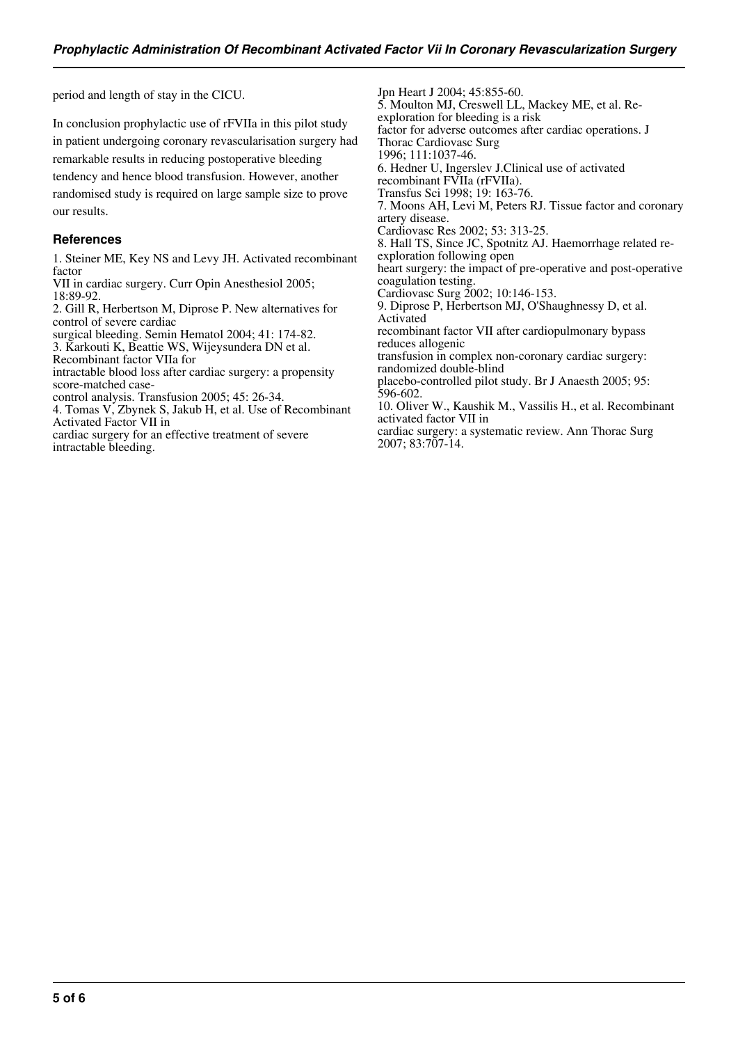period and length of stay in the CICU.

In conclusion prophylactic use of rFVIIa in this pilot study in patient undergoing coronary revascularisation surgery had remarkable results in reducing postoperative bleeding tendency and hence blood transfusion. However, another randomised study is required on large sample size to prove our results.

## References

1. Steiner ME, Key NS and Levy JH. Activated recombinant factor VII in cardiac surgery. Curr Opin Anesthesiol 2005; 18:89-92.
2. Gill R, Herbertson M, Diprose P. New alternatives for control of severe cardiac surgical bleeding. Semin Hematol 2004; 41: 174-82.
3. Karkouti K, Beattie WS, Wijeysundera DN et al. Recombinant factor VIIa for intractable blood loss after cardiac surgery: a propensity score-matched case-control analysis. Transfusion 2005; 45: 26-34.
4. Tomas V, Zbynek S, Jakub H, et al. Use of Recombinant Activated Factor VII in cardiac surgery for an effective treatment of severe intractable bleeding. Jpn Heart J 2004; 45:855-60.
5. Moulton MJ, Creswell LL, Mackey ME, et al. Re-exploration for bleeding is a risk factor for adverse outcomes after cardiac operations. J Thorac Cardiovasc Surg 1996; 111:1037-46.
6. Hedner U, Ingerslev J.Clinical use of activated recombinant FVIIa (rFVIIa). Transfus Sci 1998; 19: 163-76.
7. Moons AH, Levi M, Peters RJ. Tissue factor and coronary artery disease. Cardiovasc Res 2002; 53: 313-25.
8. Hall TS, Since JC, Spotnitz AJ. Haemorrhage related re-exploration following open heart surgery: the impact of pre-operative and post-operative coagulation testing. Cardiovasc Surg 2002; 10:146-153.
9. Diprose P, Herbertson MJ, O'Shaughnessy D, et al. Activated recombinant factor VII after cardiopulmonary bypass reduces allogenic transfusion in complex non-coronary cardiac surgery: randomized double-blind placebo-controlled pilot study. Br J Anaesth 2005; 95: 596-602.
10. Oliver W., Kaushik M., Vassilis H., et al. Recombinant activated factor VII in cardiac surgery: a systematic review. Ann Thorac Surg 2007; 83:707-14.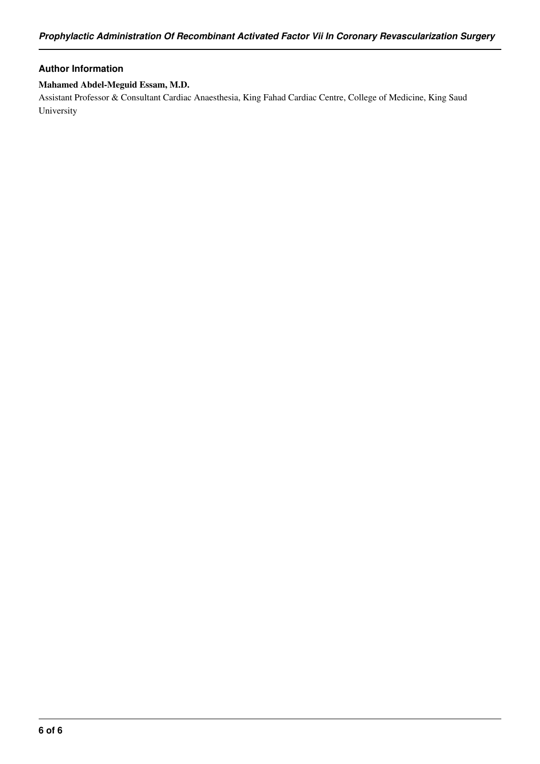### Author Information

**Mahamed Abdel-Meguid Essam, M.D.**

Assistant Professor & Consultant Cardiac Anaesthesia, King Fahad Cardiac Centre, College of Medicine, King Saud University